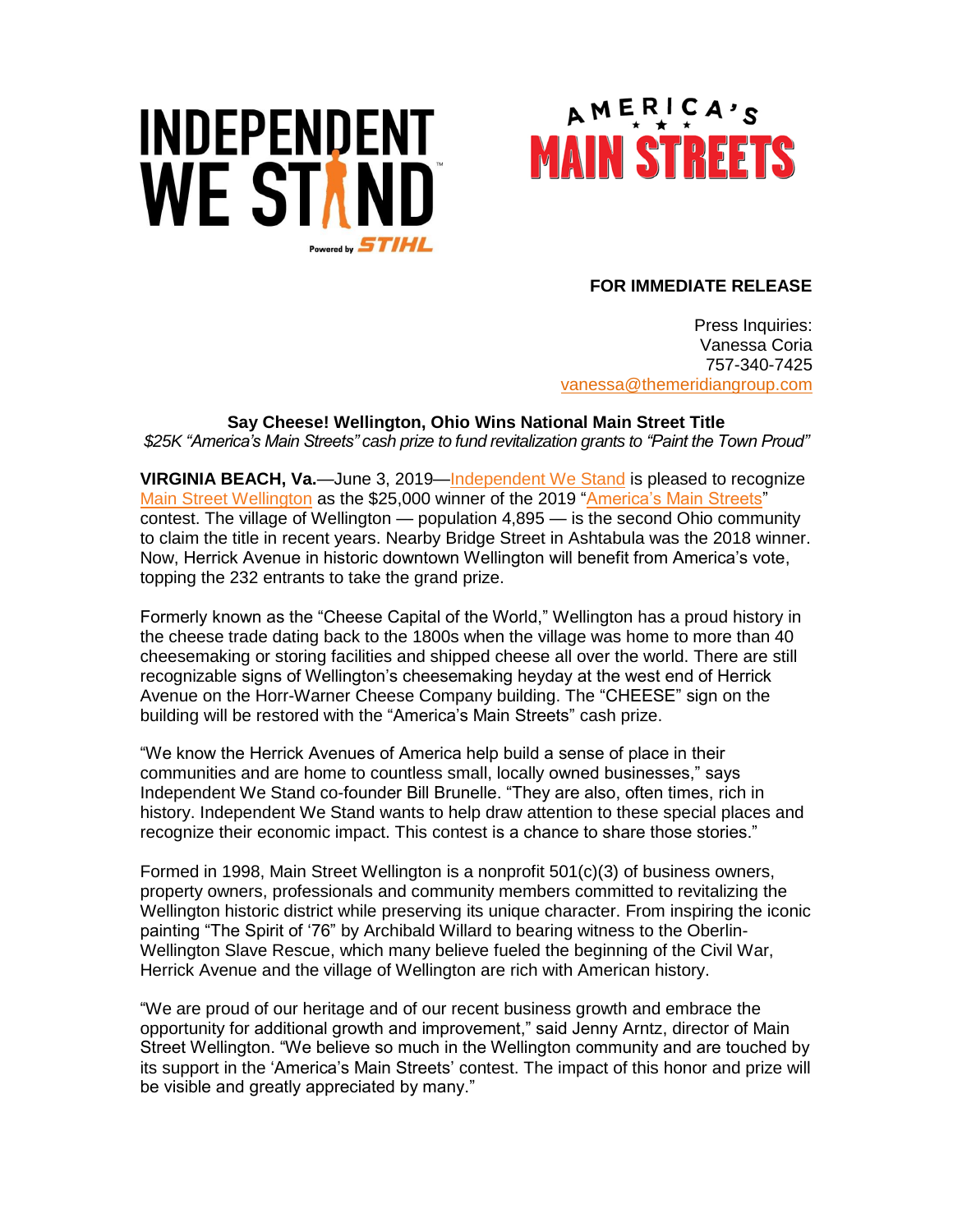INDEPENDENT WE STAND Powered by STIHL

AMERICA'S MAIN STREETS

**FOR IMMEDIATE RELEASE**

Press Inquiries:
Vanessa Coria
757-340-7425
vanessa@themeridiangroup.com

**Say Cheese! Wellington, Ohio Wins National Main Street Title**

*$25K "America's Main Streets" cash prize to fund revitalization grants to "Paint the Town Proud"*

**VIRGINIA BEACH, Va.**—June 3, 2019—Independent We Stand is pleased to recognize Main Street Wellington as the $25,000 winner of the 2019 "America's Main Streets" contest. The village of Wellington — population 4,895 — is the second Ohio community to claim the title in recent years. Nearby Bridge Street in Ashtabula was the 2018 winner. Now, Herrick Avenue in historic downtown Wellington will benefit from America's vote, topping the 232 entrants to take the grand prize.

Formerly known as the "Cheese Capital of the World," Wellington has a proud history in the cheese trade dating back to the 1800s when the village was home to more than 40 cheesemaking or storing facilities and shipped cheese all over the world. There are still recognizable signs of Wellington's cheesemaking heyday at the west end of Herrick Avenue on the Horr-Warner Cheese Company building. The "CHEESE" sign on the building will be restored with the "America's Main Streets" cash prize.

"We know the Herrick Avenues of America help build a sense of place in their communities and are home to countless small, locally owned businesses," says Independent We Stand co-founder Bill Brunelle. "They are also, often times, rich in history. Independent We Stand wants to help draw attention to these special places and recognize their economic impact. This contest is a chance to share those stories."

Formed in 1998, Main Street Wellington is a nonprofit 501(c)(3) of business owners, property owners, professionals and community members committed to revitalizing the Wellington historic district while preserving its unique character. From inspiring the iconic painting "The Spirit of '76" by Archibald Willard to bearing witness to the Oberlin-Wellington Slave Rescue, which many believe fueled the beginning of the Civil War, Herrick Avenue and the village of Wellington are rich with American history.

"We are proud of our heritage and of our recent business growth and embrace the opportunity for additional growth and improvement," said Jenny Arntz, director of Main Street Wellington. "We believe so much in the Wellington community and are touched by its support in the 'America's Main Streets' contest. The impact of this honor and prize will be visible and greatly appreciated by many."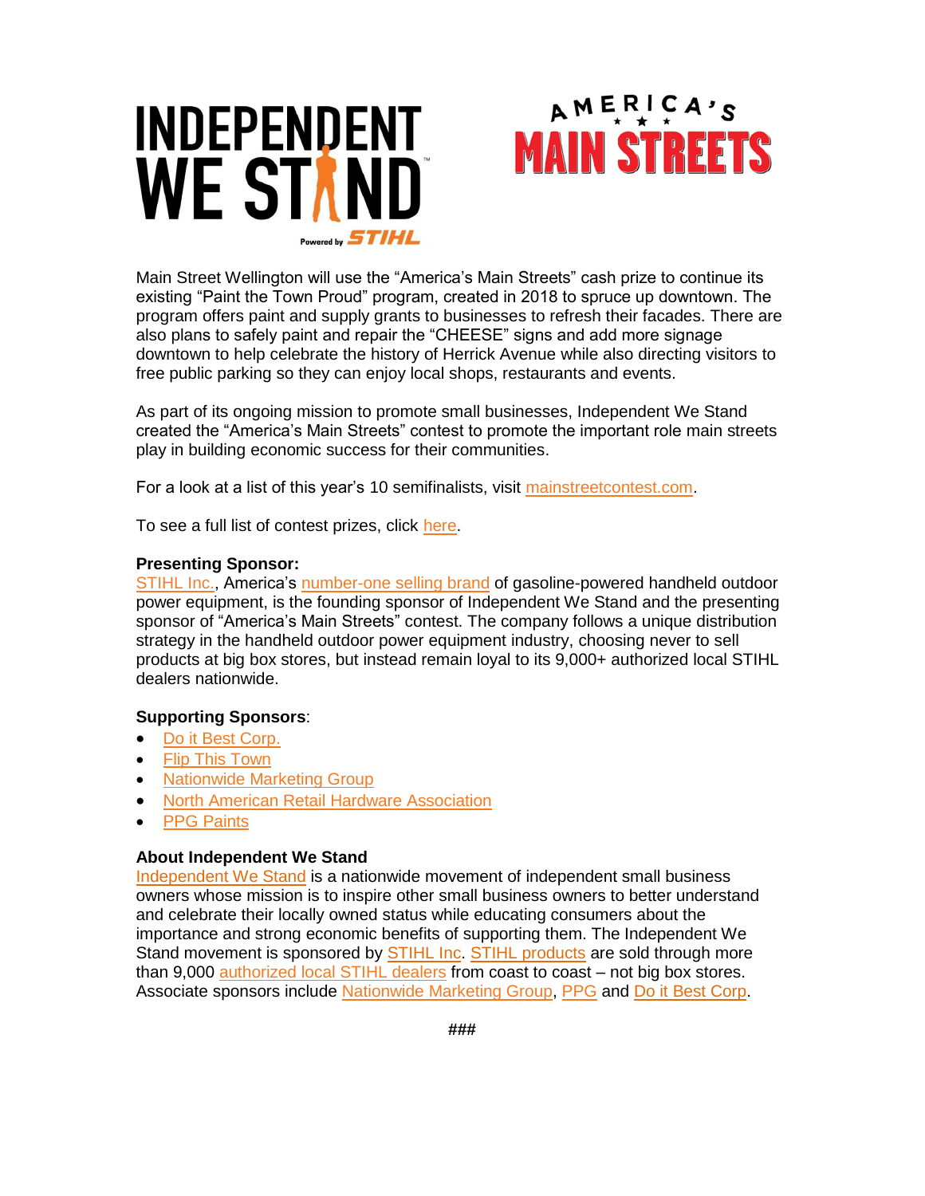Main Street Wellington will use the “America’s Main Streets” cash prize to continue its existing “Paint the Town Proud” program, created in 2018 to spruce up downtown. The program offers paint and supply grants to businesses to refresh their facades. There are also plans to safely paint and repair the “CHEESE” signs and add more signage downtown to help celebrate the history of Herrick Avenue while also directing visitors to free public parking so they can enjoy local shops, restaurants and events.

As part of its ongoing mission to promote small businesses, Independent We Stand created the “America’s Main Streets” contest to promote the important role main streets play in building economic success for their communities.

For a look at a list of this year’s 10 semifinalists, visit mainstreetcontest.com.

To see a full list of contest prizes, click here.

**Presenting Sponsor:**
STIHL Inc., America’s number-one selling brand of gasoline-powered handheld outdoor power equipment, is the founding sponsor of Independent We Stand and the presenting sponsor of “America’s Main Streets” contest. The company follows a unique distribution strategy in the handheld outdoor power equipment industry, choosing never to sell products at big box stores, but instead remain loyal to its 9,000+ authorized local STIHL dealers nationwide.

**Supporting Sponsors**:

- Do it Best Corp.
- Flip This Town
- Nationwide Marketing Group
- North American Retail Hardware Association
- PPG Paints

**About Independent We Stand**
Independent We Stand is a nationwide movement of independent small business owners whose mission is to inspire other small business owners to better understand and celebrate their locally owned status while educating consumers about the importance and strong economic benefits of supporting them. The Independent We Stand movement is sponsored by STIHL Inc. STIHL products are sold through more than 9,000 authorized local STIHL dealers from coast to coast – not big box stores. Associate sponsors include Nationwide Marketing Group, PPG and Do it Best Corp.

###